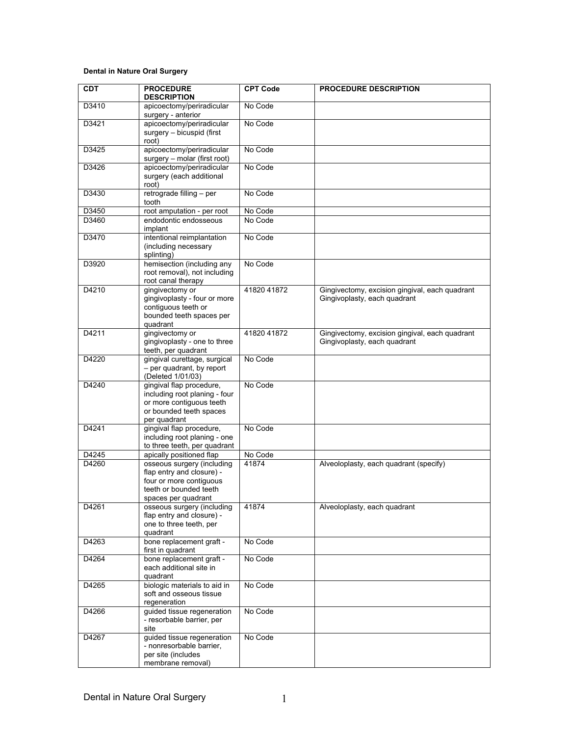**Dental in Nature Oral Surgery**

| CDT | PROCEDURE DESCRIPTION | CPT Code | PROCEDURE DESCRIPTION |
|---|---|---|---|
| D3410 | apicoectomy/periradicular surgery - anterior | No Code | |
| D3421 | apicoectomy/periradicular surgery – bicuspid (first root) | No Code | |
| D3425 | apicoectomy/periradicular surgery – molar (first root) | No Code | |
| D3426 | apicoectomy/periradicular surgery (each additional root) | No Code | |
| D3430 | retrograde filling – per tooth | No Code | |
| D3450 | root amputation - per root | No Code | |
| D3460 | endodontic endosseous implant | No Code | |
| D3470 | intentional reimplantation (including necessary splinting) | No Code | |
| D3920 | hemisection (including any root removal), not including root canal therapy | No Code | |
| D4210 | gingivectomy or gingivoplasty - four or more contiguous teeth or bounded teeth spaces per quadrant | 41820 41872 | Gingivectomy, excision gingival, each quadrant Gingivoplasty, each quadrant |
| D4211 | gingivectomy or gingivoplasty - one to three teeth, per quadrant | 41820 41872 | Gingivectomy, excision gingival, each quadrant Gingivoplasty, each quadrant |
| D4220 | gingival curettage, surgical – per quadrant, by report (Deleted 1/01/03) | No Code | |
| D4240 | gingival flap procedure, including root planing - four or more contiguous teeth or bounded teeth spaces per quadrant | No Code | |
| D4241 | gingival flap procedure, including root planing - one to three teeth, per quadrant | No Code | |
| D4245 | apically positioned flap | No Code | |
| D4260 | osseous surgery (including flap entry and closure) - four or more contiguous teeth or bounded teeth spaces per quadrant | 41874 | Alveoloplasty, each quadrant (specify) |
| D4261 | osseous surgery (including flap entry and closure) - one to three teeth, per quadrant | 41874 | Alveoloplasty, each quadrant |
| D4263 | bone replacement graft - first in quadrant | No Code | |
| D4264 | bone replacement graft - each additional site in quadrant | No Code | |
| D4265 | biologic materials to aid in soft and osseous tissue regeneration | No Code | |
| D4266 | guided tissue regeneration - resorbable barrier, per site | No Code | |
| D4267 | guided tissue regeneration - nonresorbable barrier, per site (includes membrane removal) | No Code | |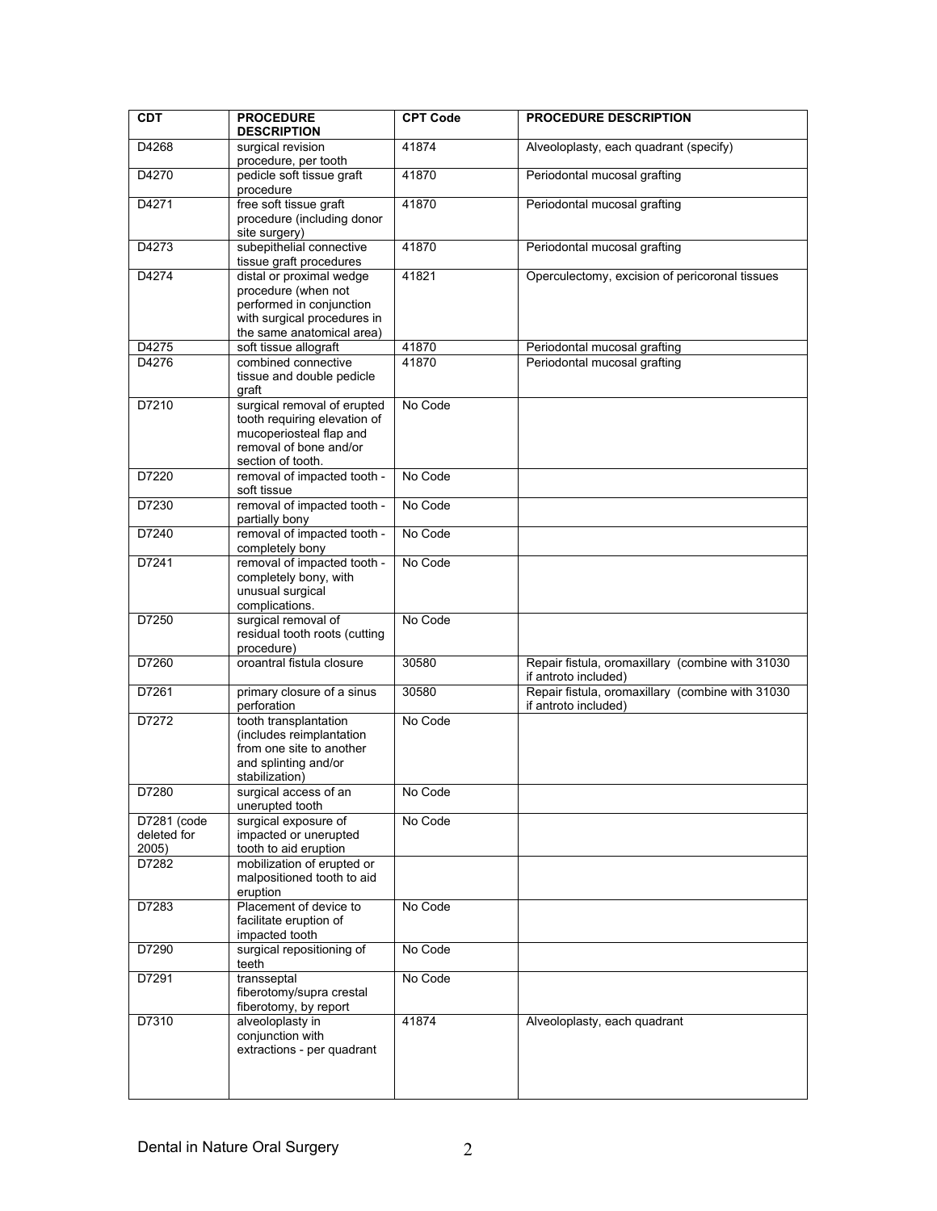| CDT | PROCEDURE DESCRIPTION | CPT Code | PROCEDURE DESCRIPTION |
|---|---|---|---|
| D4268 | surgical revision procedure, per tooth | 41874 | Alveoloplasty, each quadrant (specify) |
| D4270 | pedicle soft tissue graft procedure | 41870 | Periodontal mucosal grafting |
| D4271 | free soft tissue graft procedure (including donor site surgery) | 41870 | Periodontal mucosal grafting |
| D4273 | subepithelial connective tissue graft procedures | 41870 | Periodontal mucosal grafting |
| D4274 | distal or proximal wedge procedure (when not performed in conjunction with surgical procedures in the same anatomical area) | 41821 | Operculectomy, excision of pericoronal tissues |
| D4275 | soft tissue allograft | 41870 | Periodontal mucosal grafting |
| D4276 | combined connective tissue and double pedicle graft | 41870 | Periodontal mucosal grafting |
| D7210 | surgical removal of erupted tooth requiring elevation of mucoperiosteal flap and removal of bone and/or section of tooth. | No Code | |
| D7220 | removal of impacted tooth - soft tissue | No Code | |
| D7230 | removal of impacted tooth - partially bony | No Code | |
| D7240 | removal of impacted tooth - completely bony | No Code | |
| D7241 | removal of impacted tooth - completely bony, with unusual surgical complications. | No Code | |
| D7250 | surgical removal of residual tooth roots (cutting procedure) | No Code | |
| D7260 | oroantral fistula closure | 30580 | Repair fistula, oromaxillary (combine with 31030 if antroto included) |
| D7261 | primary closure of a sinus perforation | 30580 | Repair fistula, oromaxillary (combine with 31030 if antroto included) |
| D7272 | tooth transplantation (includes reimplantation from one site to another and splinting and/or stabilization) | No Code | |
| D7280 | surgical access of an unerupted tooth | No Code | |
| D7281 (code deleted for 2005) | surgical exposure of impacted or unerupted tooth to aid eruption | No Code | |
| D7282 | mobilization of erupted or malpositioned tooth to aid eruption | | |
| D7283 | Placement of device to facilitate eruption of impacted tooth | No Code | |
| D7290 | surgical repositioning of teeth | No Code | |
| D7291 | transseptal fiberotomy/supra crestal fiberotomy, by report | No Code | |
| D7310 | alveoloplasty in conjunction with extractions - per quadrant | 41874 | Alveoloplasty, each quadrant |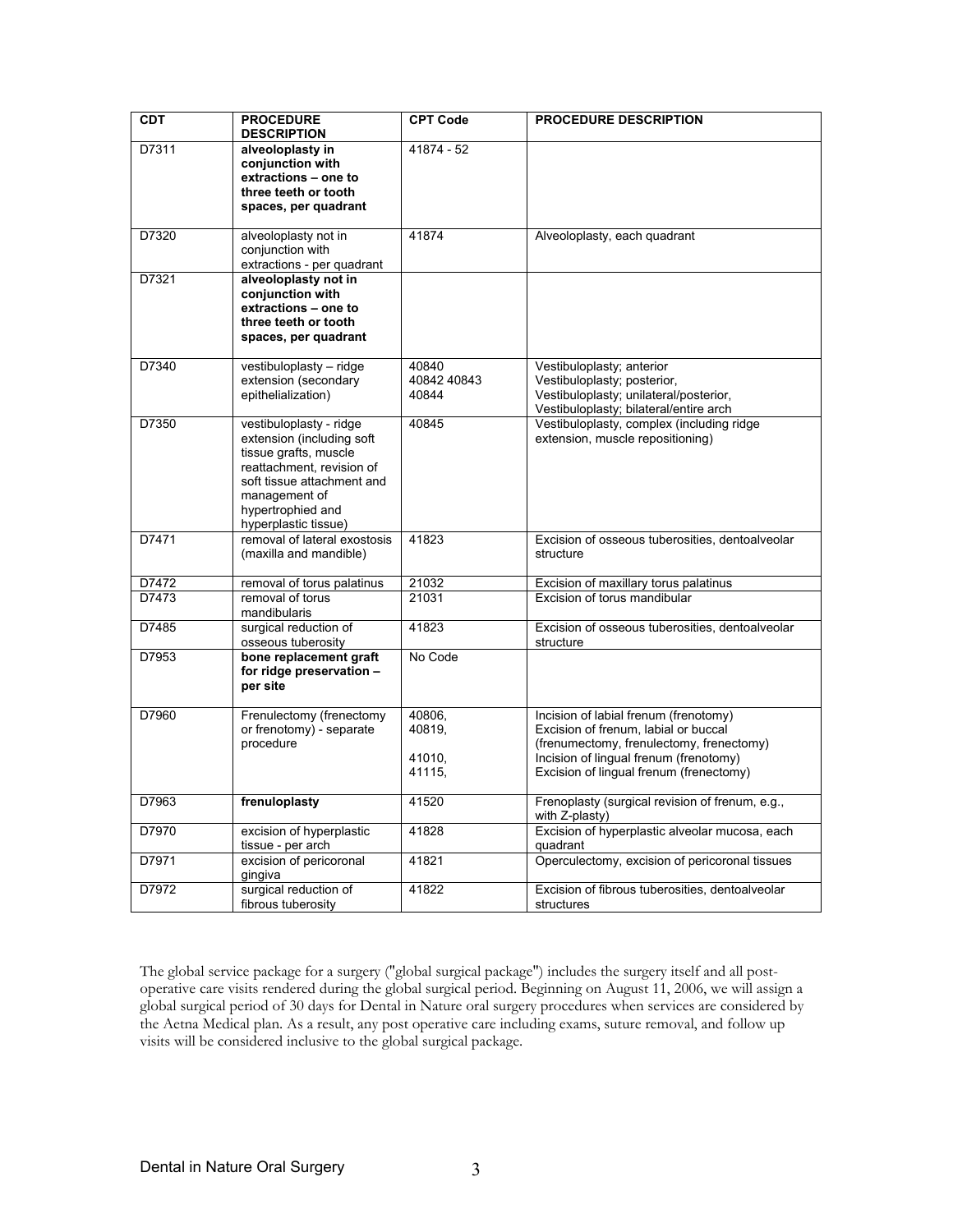| CDT | PROCEDURE DESCRIPTION | CPT Code | PROCEDURE DESCRIPTION |
|---|---|---|---|
| D7311 | **alveoloplasty in conjunction with extractions – one to three teeth or tooth spaces, per quadrant** | 41874 - 52 | |
| D7320 | alveoloplasty not in conjunction with extractions - per quadrant | 41874 | Alveoloplasty, each quadrant |
| D7321 | **alveoloplasty not in conjunction with extractions – one to three teeth or tooth spaces, per quadrant** | | |
| D7340 | vestibuloplasty – ridge extension (secondary epithelialization) | 40840<br>40842 40843<br>40844 | Vestibuloplasty; anterior<br>Vestibuloplasty; posterior,<br>Vestibuloplasty; unilateral/posterior,<br>Vestibuloplasty; bilateral/entire arch |
| D7350 | vestibuloplasty - ridge extension (including soft tissue grafts, muscle reattachment, revision of soft tissue attachment and management of hypertrophied and hyperplastic tissue) | 40845 | Vestibuloplasty, complex (including ridge extension, muscle repositioning) |
| D7471 | removal of lateral exostosis (maxilla and mandible) | 41823 | Excision of osseous tuberosities, dentoalveolar structure |
| D7472 | removal of torus palatinus | 21032 | Excision of maxillary torus palatinus |
| D7473 | removal of torus mandibularis | 21031 | Excision of torus mandibular |
| D7485 | surgical reduction of osseous tuberosity | 41823 | Excision of osseous tuberosities, dentoalveolar structure |
| D7953 | **bone replacement graft for ridge preservation – per site** | No Code | |
| D7960 | Frenulectomy (frenectomy or frenotomy) - separate procedure | 40806,<br>40819,<br><br>41010,<br>41115, | Incision of labial frenum (frenotomy)<br>Excision of frenum, labial or buccal (frenumectomy, frenulectomy, frenectomy)<br>Incision of lingual frenum (frenotomy)<br>Excision of lingual frenum (frenectomy) |
| D7963 | **frenuloplasty** | 41520 | Frenoplasty (surgical revision of frenum, e.g., with Z-plasty) |
| D7970 | excision of hyperplastic tissue - per arch | 41828 | Excision of hyperplastic alveolar mucosa, each quadrant |
| D7971 | excision of pericoronal gingiva | 41821 | Operculectomy, excision of pericoronal tissues |
| D7972 | surgical reduction of fibrous tuberosity | 41822 | Excision of fibrous tuberosities, dentoalveolar structures |

The global service package for a surgery ("global surgical package") includes the surgery itself and all post-operative care visits rendered during the global surgical period. Beginning on August 11, 2006, we will assign a global surgical period of 30 days for Dental in Nature oral surgery procedures when services are considered by the Aetna Medical plan. As a result, any post operative care including exams, suture removal, and follow up visits will be considered inclusive to the global surgical package.